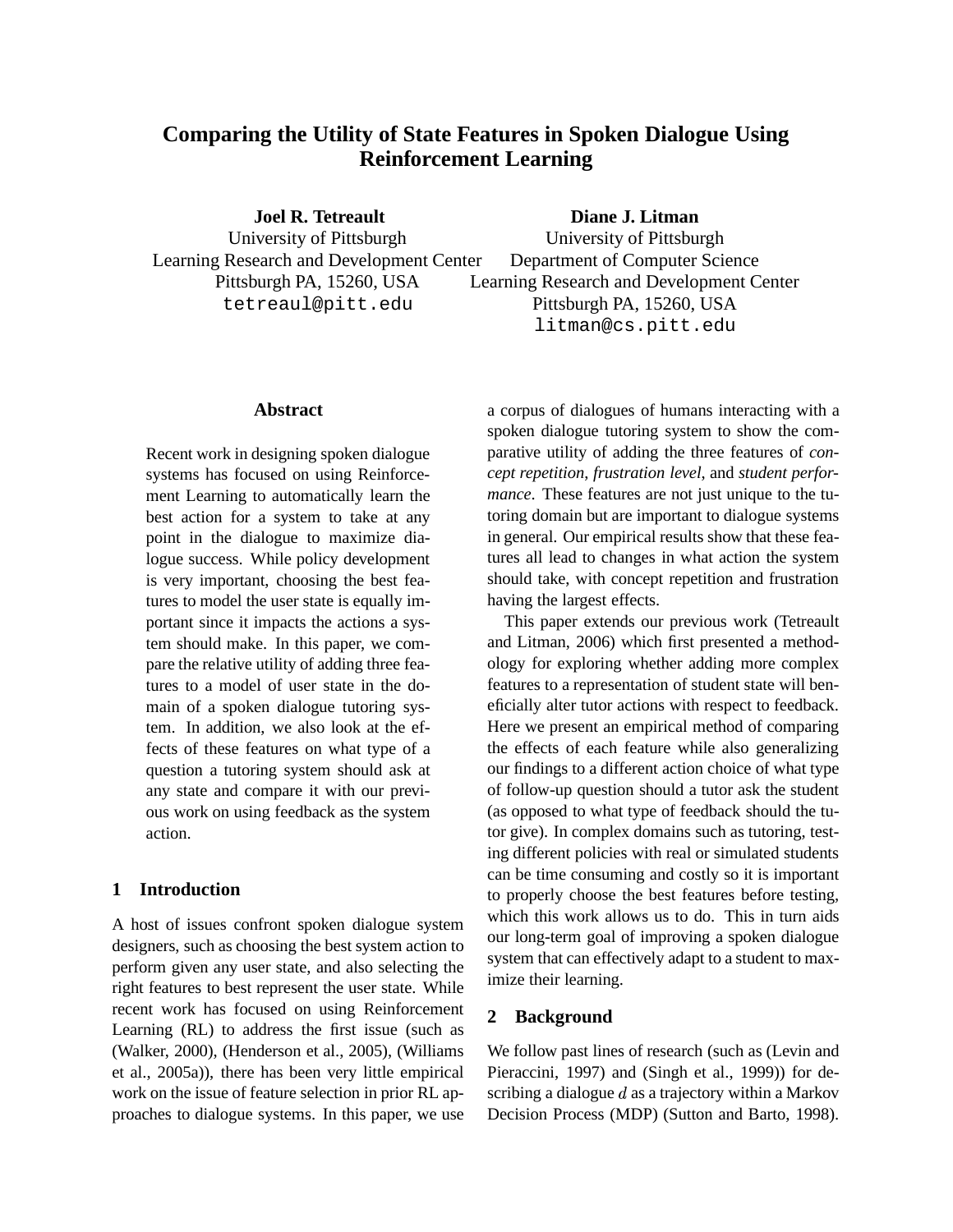# Comparing the Utility of State Features in Spoken Dialogue Using Reinforcement Learning

**Joel R. Tetreault**
University of Pittsburgh
Learning Research and Development Center
Pittsburgh PA, 15260, USA
tetreaul@pitt.edu

**Diane J. Litman**
University of Pittsburgh
Department of Computer Science
Learning Research and Development Center
Pittsburgh PA, 15260, USA
litman@cs.pitt.edu

## Abstract

Recent work in designing spoken dialogue systems has focused on using Reinforcement Learning to automatically learn the best action for a system to take at any point in the dialogue to maximize dialogue success. While policy development is very important, choosing the best features to model the user state is equally important since it impacts the actions a system should make. In this paper, we compare the relative utility of adding three features to a model of user state in the domain of a spoken dialogue tutoring system. In addition, we also look at the effects of these features on what type of a question a tutoring system should ask at any state and compare it with our previous work on using feedback as the system action.

## 1 Introduction

A host of issues confront spoken dialogue system designers, such as choosing the best system action to perform given any user state, and also selecting the right features to best represent the user state. While recent work has focused on using Reinforcement Learning (RL) to address the first issue (such as (Walker, 2000), (Henderson et al., 2005), (Williams et al., 2005a)), there has been very little empirical work on the issue of feature selection in prior RL approaches to dialogue systems. In this paper, we use a corpus of dialogues of humans interacting with a spoken dialogue tutoring system to show the comparative utility of adding the three features of *concept repetition*, *frustration level*, and *student performance*. These features are not just unique to the tutoring domain but are important to dialogue systems in general. Our empirical results show that these features all lead to changes in what action the system should take, with concept repetition and frustration having the largest effects.

This paper extends our previous work (Tetreault and Litman, 2006) which first presented a methodology for exploring whether adding more complex features to a representation of student state will beneficially alter tutor actions with respect to feedback. Here we present an empirical method of comparing the effects of each feature while also generalizing our findings to a different action choice of what type of follow-up question should a tutor ask the student (as opposed to what type of feedback should the tutor give). In complex domains such as tutoring, testing different policies with real or simulated students can be time consuming and costly so it is important to properly choose the best features before testing, which this work allows us to do. This in turn aids our long-term goal of improving a spoken dialogue system that can effectively adapt to a student to maximize their learning.

## 2 Background

We follow past lines of research (such as (Levin and Pieraccini, 1997) and (Singh et al., 1999)) for describing a dialogue $d$ as a trajectory within a Markov Decision Process (MDP) (Sutton and Barto, 1998).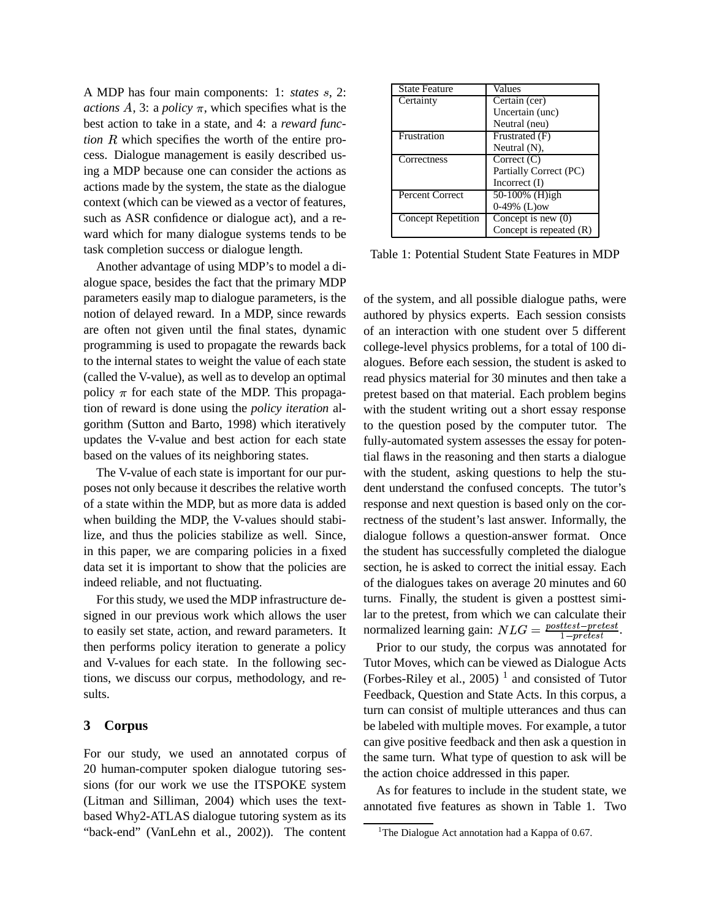A MDP has four main components: 1: *states* $s$, 2: *actions* $A$, 3: a *policy* $\pi$, which specifies what is the best action to take in a state, and 4: a *reward function* $R$ which specifies the worth of the entire process. Dialogue management is easily described using a MDP because one can consider the actions as actions made by the system, the state as the dialogue context (which can be viewed as a vector of features, such as ASR confidence or dialogue act), and a reward which for many dialogue systems tends to be task completion success or dialogue length.

Another advantage of using MDP's to model a dialogue space, besides the fact that the primary MDP parameters easily map to dialogue parameters, is the notion of delayed reward. In a MDP, since rewards are often not given until the final states, dynamic programming is used to propagate the rewards back to the internal states to weight the value of each state (called the V-value), as well as to develop an optimal policy $\pi$ for each state of the MDP. This propagation of reward is done using the *policy iteration* algorithm (Sutton and Barto, 1998) which iteratively updates the V-value and best action for each state based on the values of its neighboring states.

The V-value of each state is important for our purposes not only because it describes the relative worth of a state within the MDP, but as more data is added when building the MDP, the V-values should stabilize, and thus the policies stabilize as well. Since, in this paper, we are comparing policies in a fixed data set it is important to show that the policies are indeed reliable, and not fluctuating.

For this study, we used the MDP infrastructure designed in our previous work which allows the user to easily set state, action, and reward parameters. It then performs policy iteration to generate a policy and V-values for each state. In the following sections, we discuss our corpus, methodology, and results.

## 3 Corpus

For our study, we used an annotated corpus of 20 human-computer spoken dialogue tutoring sessions (for our work we use the ITSPOKE system (Litman and Silliman, 2004) which uses the text-based Why2-ATLAS dialogue tutoring system as its "back-end" (VanLehn et al., 2002)). The content of the system, and all possible dialogue paths, were authored by physics experts. Each session consists of an interaction with one student over 5 different college-level physics problems, for a total of 100 dialogues. Before each session, the student is asked to read physics material for 30 minutes and then take a pretest based on that material. Each problem begins with the student writing out a short essay response to the question posed by the computer tutor. The fully-automated system assesses the essay for potential flaws in the reasoning and then starts a dialogue with the student, asking questions to help the student understand the confused concepts. The tutor's response and next question is based only on the correctness of the student's last answer. Informally, the dialogue follows a question-answer format. Once the student has successfully completed the dialogue section, he is asked to correct the initial essay. Each of the dialogues takes on average 20 minutes and 60 turns. Finally, the student is given a posttest similar to the pretest, from which we can calculate their normalized learning gain: $NLG = \frac{posttest - pretest}{1 - pretest}$.

| State Feature | Values |
|---|---|
| Certainty | Certain (cer)<br>Uncertain (unc)<br>Neutral (neu) |
| Frustration | Frustrated (F)<br>Neutral (N), |
| Correctness | Correct (C)<br>Partially Correct (PC)<br>Incorrect (I) |
| Percent Correct | 50-100% (H)igh<br>0-49% (L)ow |
| Concept Repetition | Concept is new (0)<br>Concept is repeated (R) |

Table 1: Potential Student State Features in MDP

Prior to our study, the corpus was annotated for Tutor Moves, which can be viewed as Dialogue Acts (Forbes-Riley et al., 2005) [1] and consisted of Tutor Feedback, Question and State Acts. In this corpus, a turn can consist of multiple utterances and thus can be labeled with multiple moves. For example, a tutor can give positive feedback and then ask a question in the same turn. What type of question to ask will be the action choice addressed in this paper.

As for features to include in the student state, we annotated five features as shown in Table 1. Two

[1] The Dialogue Act annotation had a Kappa of 0.67.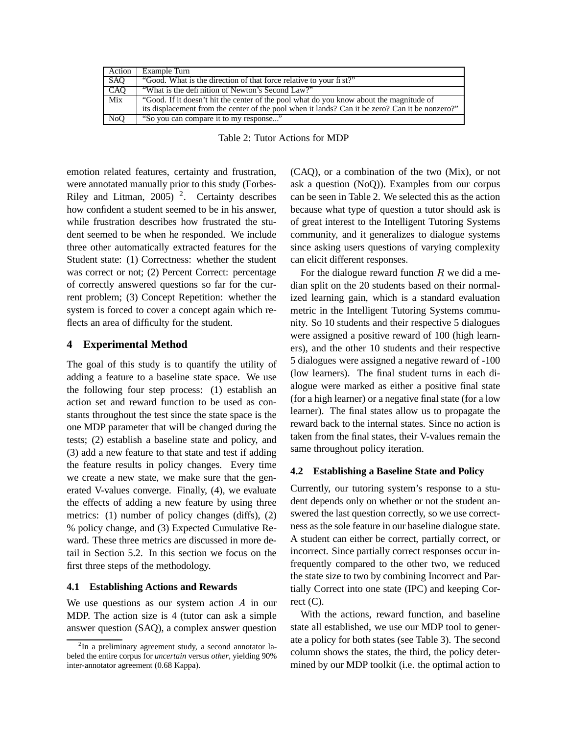| Action | Example Turn |
|---|---|
| SAQ | "Good. What is the direction of that force relative to your fist?" |
| CAQ | "What is the definition of Newton's Second Law?" |
| Mix | "Good. If it doesn't hit the center of the pool what do you know about the magnitude of its displacement from the center of the pool when it lands? Can it be zero? Can it be nonzero?" |
| NoQ | "So you can compare it to my response..." |

Table 2: Tutor Actions for MDP

emotion related features, certainty and frustration, were annotated manually prior to this study (Forbes-Riley and Litman, 2005) [2]. Certainty describes how confident a student seemed to be in his answer, while frustration describes how frustrated the student seemed to be when he responded. We include three other automatically extracted features for the Student state: (1) Correctness: whether the student was correct or not; (2) Percent Correct: percentage of correctly answered questions so far for the current problem; (3) Concept Repetition: whether the system is forced to cover a concept again which reflects an area of difficulty for the student.

## 4 Experimental Method

The goal of this study is to quantify the utility of adding a feature to a baseline state space. We use the following four step process: (1) establish an action set and reward function to be used as constants throughout the test since the state space is the one MDP parameter that will be changed during the tests; (2) establish a baseline state and policy, and (3) add a new feature to that state and test if adding the feature results in policy changes. Every time we create a new state, we make sure that the generated V-values converge. Finally, (4), we evaluate the effects of adding a new feature by using three metrics: (1) number of policy changes (diffs), (2) % policy change, and (3) Expected Cumulative Reward. These three metrics are discussed in more detail in Section 5.2. In this section we focus on the first three steps of the methodology.

### 4.1 Establishing Actions and Rewards

We use questions as our system action $A$ in our MDP. The action size is 4 (tutor can ask a simple answer question (SAQ), a complex answer question (CAQ), or a combination of the two (Mix), or not ask a question (NoQ)). Examples from our corpus can be seen in Table 2. We selected this as the action because what type of question a tutor should ask is of great interest to the Intelligent Tutoring Systems community, and it generalizes to dialogue systems since asking users questions of varying complexity can elicit different responses.

For the dialogue reward function $R$ we did a median split on the 20 students based on their normalized learning gain, which is a standard evaluation metric in the Intelligent Tutoring Systems community. So 10 students and their respective 5 dialogues were assigned a positive reward of 100 (high learners), and the other 10 students and their respective 5 dialogues were assigned a negative reward of -100 (low learners). The final student turns in each dialogue were marked as either a positive final state (for a high learner) or a negative final state (for a low learner). The final states allow us to propagate the reward back to the internal states. Since no action is taken from the final states, their V-values remain the same throughout policy iteration.

### 4.2 Establishing a Baseline State and Policy

Currently, our tutoring system's response to a student depends only on whether or not the student answered the last question correctly, so we use correctness as the sole feature in our baseline dialogue state. A student can either be correct, partially correct, or incorrect. Since partially correct responses occur infrequently compared to the other two, we reduced the state size to two by combining Incorrect and Partially Correct into one state (IPC) and keeping Correct (C).

With the actions, reward function, and baseline state all established, we use our MDP tool to generate a policy for both states (see Table 3). The second column shows the states, the third, the policy determined by our MDP toolkit (i.e. the optimal action to

[2] In a preliminary agreement study, a second annotator labeled the entire corpus for *uncertain* versus *other*, yielding 90% inter-annotator agreement (0.68 Kappa).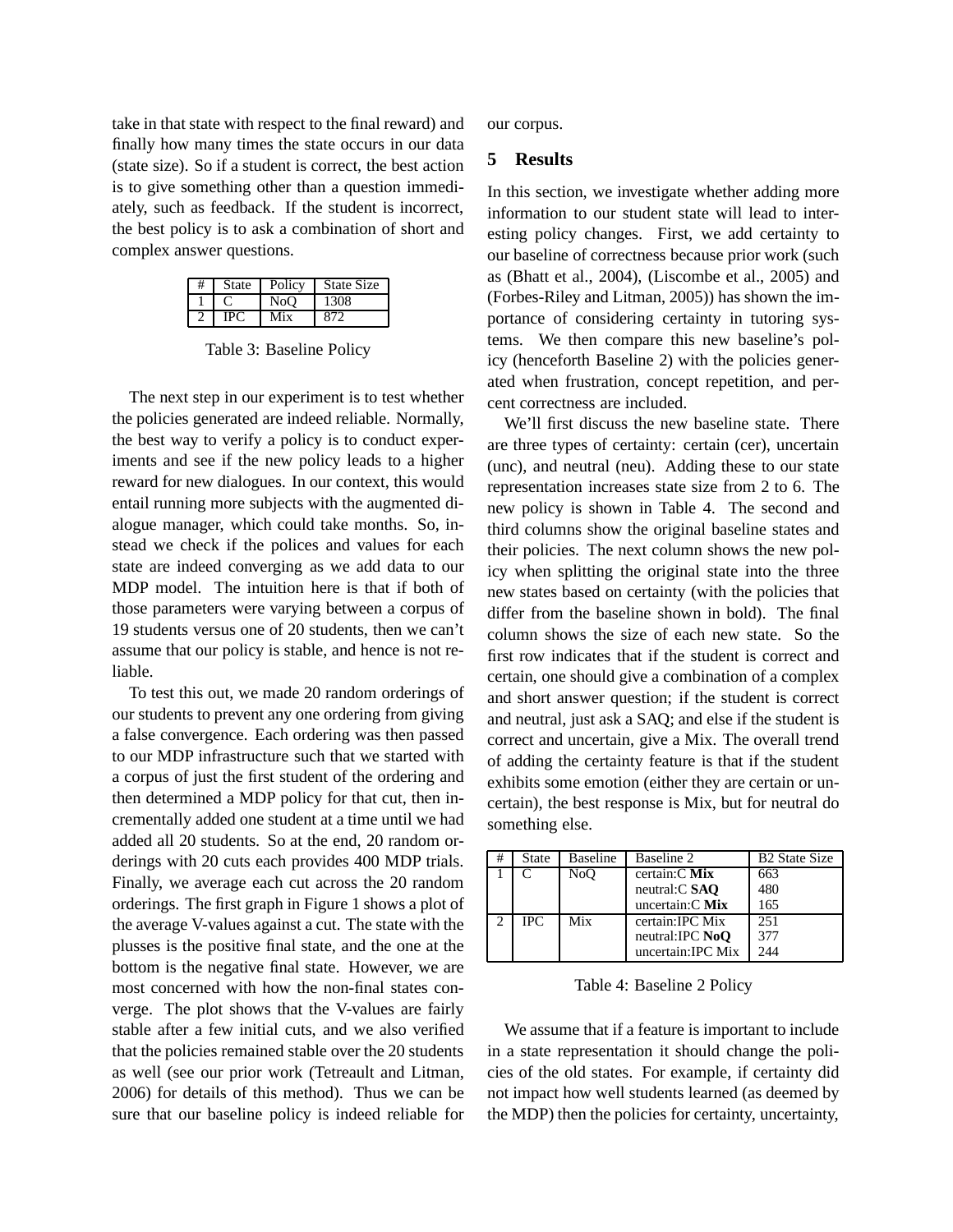take in that state with respect to the final reward) and finally how many times the state occurs in our data (state size). So if a student is correct, the best action is to give something other than a question immediately, such as feedback. If the student is incorrect, the best policy is to ask a combination of short and complex answer questions.

| # | State | Policy | State Size |
|---|---|---|---|
| 1 | C | NoQ | 1308 |
| 2 | IPC | Mix | 872 |

Table 3: Baseline Policy

The next step in our experiment is to test whether the policies generated are indeed reliable. Normally, the best way to verify a policy is to conduct experiments and see if the new policy leads to a higher reward for new dialogues. In our context, this would entail running more subjects with the augmented dialogue manager, which could take months. So, instead we check if the polices and values for each state are indeed converging as we add data to our MDP model. The intuition here is that if both of those parameters were varying between a corpus of 19 students versus one of 20 students, then we can't assume that our policy is stable, and hence is not reliable.

To test this out, we made 20 random orderings of our students to prevent any one ordering from giving a false convergence. Each ordering was then passed to our MDP infrastructure such that we started with a corpus of just the first student of the ordering and then determined a MDP policy for that cut, then incrementally added one student at a time until we had added all 20 students. So at the end, 20 random orderings with 20 cuts each provides 400 MDP trials. Finally, we average each cut across the 20 random orderings. The first graph in Figure 1 shows a plot of the average V-values against a cut. The state with the plusses is the positive final state, and the one at the bottom is the negative final state. However, we are most concerned with how the non-final states converge. The plot shows that the V-values are fairly stable after a few initial cuts, and we also verified that the policies remained stable over the 20 students as well (see our prior work (Tetreault and Litman, 2006) for details of this method). Thus we can be sure that our baseline policy is indeed reliable for our corpus.

## 5 Results

In this section, we investigate whether adding more information to our student state will lead to interesting policy changes. First, we add certainty to our baseline of correctness because prior work (such as (Bhatt et al., 2004), (Liscombe et al., 2005) and (Forbes-Riley and Litman, 2005)) has shown the importance of considering certainty in tutoring systems. We then compare this new baseline's policy (henceforth Baseline 2) with the policies generated when frustration, concept repetition, and percent correctness are included.

We'll first discuss the new baseline state. There are three types of certainty: certain (cer), uncertain (unc), and neutral (neu). Adding these to our state representation increases state size from 2 to 6. The new policy is shown in Table 4. The second and third columns show the original baseline states and their policies. The next column shows the new policy when splitting the original state into the three new states based on certainty (with the policies that differ from the baseline shown in bold). The final column shows the size of each new state. So the first row indicates that if the student is correct and certain, one should give a combination of a complex and short answer question; if the student is correct and neutral, just ask a SAQ; and else if the student is correct and uncertain, give a Mix. The overall trend of adding the certainty feature is that if the student exhibits some emotion (either they are certain or uncertain), the best response is Mix, but for neutral do something else.

| # | State | Baseline | Baseline 2 | B2 State Size |
|---|---|---|---|---|
| 1 | C | NoQ | certain:C **Mix** | 663 |
| | | | neutral:C **SAQ** | 480 |
| | | | uncertain:C **Mix** | 165 |
| 2 | IPC | Mix | certain:IPC Mix | 251 |
| | | | neutral:IPC **NoQ** | 377 |
| | | | uncertain:IPC Mix | 244 |

Table 4: Baseline 2 Policy

We assume that if a feature is important to include in a state representation it should change the policies of the old states. For example, if certainty did not impact how well students learned (as deemed by the MDP) then the policies for certainty, uncertainty,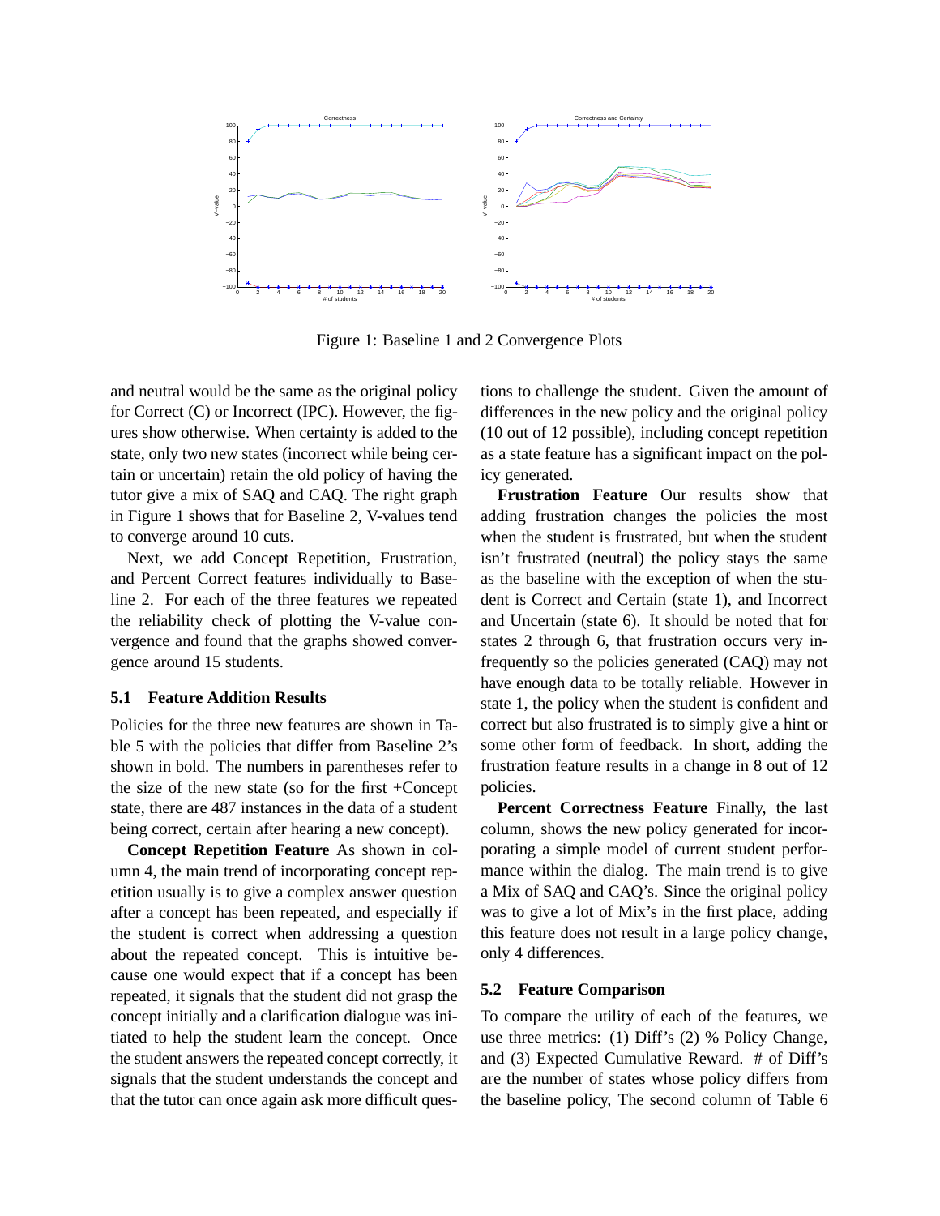Figure 1: Baseline 1 and 2 Convergence Plots

and neutral would be the same as the original policy for Correct (C) or Incorrect (IPC). However, the figures show otherwise. When certainty is added to the state, only two new states (incorrect while being certain or uncertain) retain the old policy of having the tutor give a mix of SAQ and CAQ. The right graph in Figure 1 shows that for Baseline 2, V-values tend to converge around 10 cuts.

Next, we add Concept Repetition, Frustration, and Percent Correct features individually to Baseline 2. For each of the three features we repeated the reliability check of plotting the V-value convergence and found that the graphs showed convergence around 15 students.

### 5.1 Feature Addition Results

Policies for the three new features are shown in Table 5 with the policies that differ from Baseline 2's shown in bold. The numbers in parentheses refer to the size of the new state (so for the first +Concept state, there are 487 instances in the data of a student being correct, certain after hearing a new concept).

**Concept Repetition Feature** As shown in column 4, the main trend of incorporating concept repetition usually is to give a complex answer question after a concept has been repeated, and especially if the student is correct when addressing a question about the repeated concept. This is intuitive because one would expect that if a concept has been repeated, it signals that the student did not grasp the concept initially and a clarification dialogue was initiated to help the student learn the concept. Once the student answers the repeated concept correctly, it signals that the student understands the concept and that the tutor can once again ask more difficult questions to challenge the student. Given the amount of differences in the new policy and the original policy (10 out of 12 possible), including concept repetition as a state feature has a significant impact on the policy generated.

**Frustration Feature** Our results show that adding frustration changes the policies the most when the student is frustrated, but when the student isn't frustrated (neutral) the policy stays the same as the baseline with the exception of when the student is Correct and Certain (state 1), and Incorrect and Uncertain (state 6). It should be noted that for states 2 through 6, that frustration occurs very infrequently so the policies generated (CAQ) may not have enough data to be totally reliable. However in state 1, the policy when the student is confident and correct but also frustrated is to simply give a hint or some other form of feedback. In short, adding the frustration feature results in a change in 8 out of 12 policies.

**Percent Correctness Feature** Finally, the last column, shows the new policy generated for incorporating a simple model of current student performance within the dialog. The main trend is to give a Mix of SAQ and CAQ's. Since the original policy was to give a lot of Mix's in the first place, adding this feature does not result in a large policy change, only 4 differences.

### 5.2 Feature Comparison

To compare the utility of each of the features, we use three metrics: (1) Diff's (2) % Policy Change, and (3) Expected Cumulative Reward. # of Diff's are the number of states whose policy differs from the baseline policy, The second column of Table 6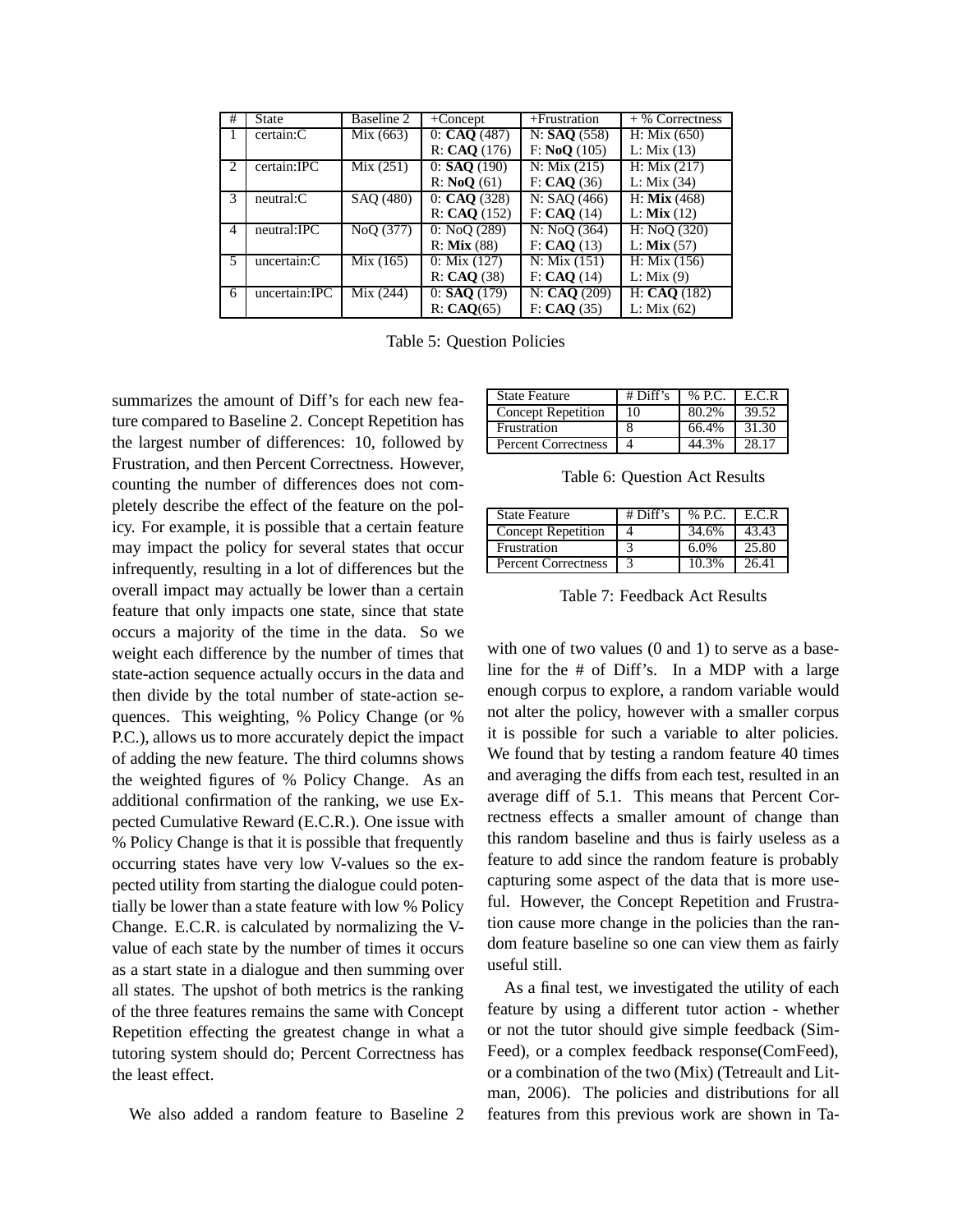| # | State | Baseline 2 | +Concept | +Frustration | + % Correctness |
|---|---|---|---|---|---|
| 1 | certain:C | Mix (663) | 0: **CAQ** (487) | N: **SAQ** (558) | H: Mix (650) |
| | | | R: **CAQ** (176) | F: **NoQ** (105) | L: Mix (13) |
| 2 | certain:IPC | Mix (251) | 0: **SAQ** (190) | N: Mix (215) | H: Mix (217) |
| | | | R: **NoQ** (61) | F: **CAQ** (36) | L: Mix (34) |
| 3 | neutral:C | SAQ (480) | 0: **CAQ** (328) | N: SAQ (466) | H: **Mix** (468) |
| | | | R: **CAQ** (152) | F: **CAQ** (14) | L: **Mix** (12) |
| 4 | neutral:IPC | NoQ (377) | 0: NoQ (289) | N: NoQ (364) | H: NoQ (320) |
| | | | R: **Mix** (88) | F: **CAQ** (13) | L: **Mix** (57) |
| 5 | uncertain:C | Mix (165) | 0: Mix (127) | N: Mix (151) | H: Mix (156) |
| | | | R: **CAQ** (38) | F: **CAQ** (14) | L: Mix (9) |
| 6 | uncertain:IPC | Mix (244) | 0: **SAQ** (179) | N: **CAQ** (209) | H: **CAQ** (182) |
| | | | R: **CAQ**(65) | F: **CAQ** (35) | L: Mix (62) |

Table 5: Question Policies

summarizes the amount of Diff's for each new feature compared to Baseline 2. Concept Repetition has the largest number of differences: 10, followed by Frustration, and then Percent Correctness. However, counting the number of differences does not completely describe the effect of the feature on the policy. For example, it is possible that a certain feature may impact the policy for several states that occur infrequently, resulting in a lot of differences but the overall impact may actually be lower than a certain feature that only impacts one state, since that state occurs a majority of the time in the data. So we weight each difference by the number of times that state-action sequence actually occurs in the data and then divide by the total number of state-action sequences. This weighting, % Policy Change (or % P.C.), allows us to more accurately depict the impact of adding the new feature. The third columns shows the weighted figures of % Policy Change. As an additional confirmation of the ranking, we use Expected Cumulative Reward (E.C.R.). One issue with % Policy Change is that it is possible that frequently occurring states have very low V-values so the expected utility from starting the dialogue could potentially be lower than a state feature with low % Policy Change. E.C.R. is calculated by normalizing the V-value of each state by the number of times it occurs as a start state in a dialogue and then summing over all states. The upshot of both metrics is the ranking of the three features remains the same with Concept Repetition effecting the greatest change in what a tutoring system should do; Percent Correctness has the least effect.

We also added a random feature to Baseline 2 with one of two values (0 and 1) to serve as a baseline for the # of Diff's. In a MDP with a large enough corpus to explore, a random variable would not alter the policy, however with a smaller corpus it is possible for such a variable to alter policies. We found that by testing a random feature 40 times and averaging the diffs from each test, resulted in an average diff of 5.1. This means that Percent Correctness effects a smaller amount of change than this random baseline and thus is fairly useless as a feature to add since the random feature is probably capturing some aspect of the data that is more useful. However, the Concept Repetition and Frustration cause more change in the policies than the random feature baseline so one can view them as fairly useful still.

| State Feature | # Diff's | % P.C. | E.C.R |
|---|---|---|---|
| Concept Repetition | 10 | 80.2% | 39.52 |
| Frustration | 8 | 66.4% | 31.30 |
| Percent Correctness | 4 | 44.3% | 28.17 |

Table 6: Question Act Results

| State Feature | # Diff's | % P.C. | E.C.R |
|---|---|---|---|
| Concept Repetition | 4 | 34.6% | 43.43 |
| Frustration | 3 | 6.0% | 25.80 |
| Percent Correctness | 3 | 10.3% | 26.41 |

Table 7: Feedback Act Results

As a final test, we investigated the utility of each feature by using a different tutor action - whether or not the tutor should give simple feedback (SimFeed), or a complex feedback response(ComFeed), or a combination of the two (Mix) (Tetreault and Litman, 2006). The policies and distributions for all features from this previous work are shown in Ta-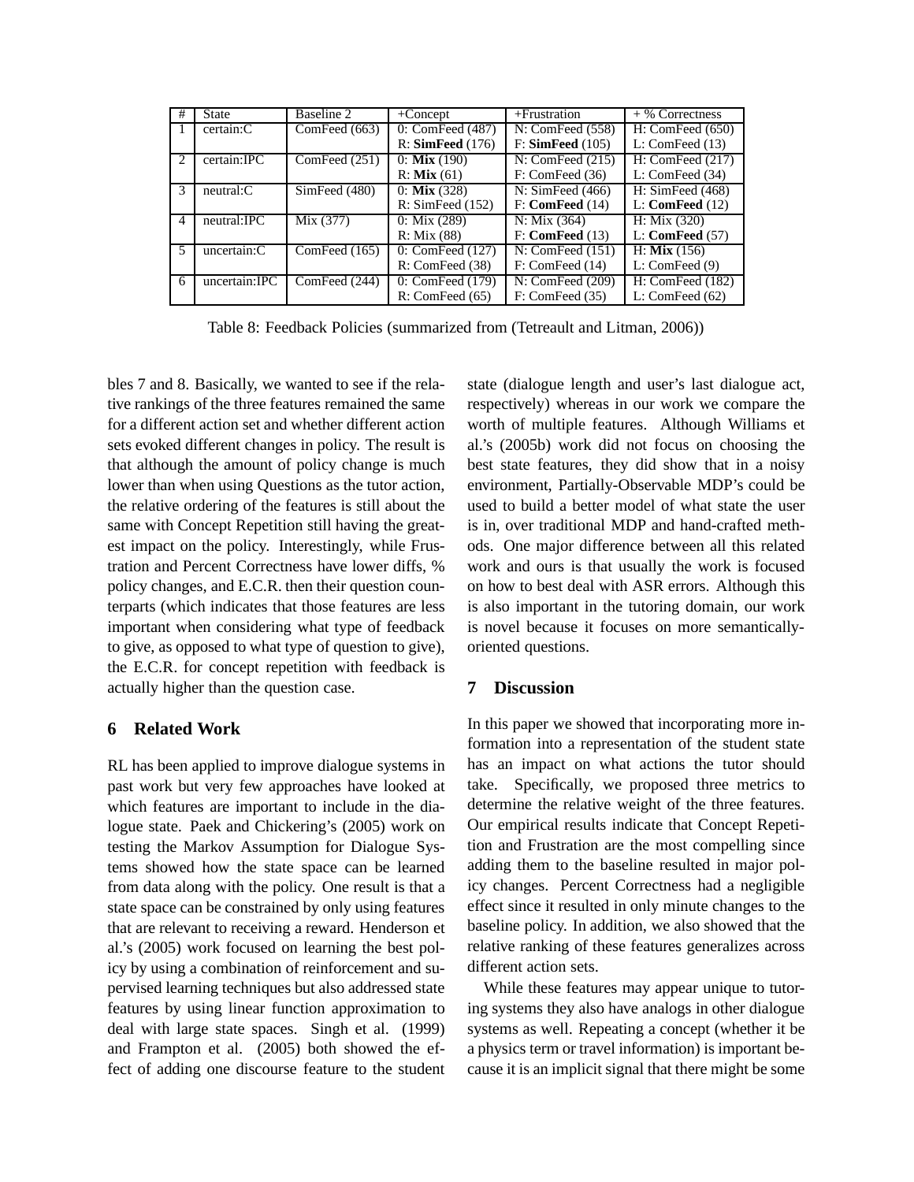| # | State | Baseline 2 | +Concept | +Frustration | + % Correctness |
|---|---|---|---|---|---|
| 1 | certain:C | ComFeed (663) | 0: ComFeed (487)<br>R: **SimFeed** (176) | N: ComFeed (558)<br>F: **SimFeed** (105) | H: ComFeed (650)<br>L: ComFeed (13) |
| 2 | certain:IPC | ComFeed (251) | 0: **Mix** (190)<br>R: **Mix** (61) | N: ComFeed (215)<br>F: ComFeed (36) | H: ComFeed (217)<br>L: ComFeed (34) |
| 3 | neutral:C | SimFeed (480) | 0: **Mix** (328)<br>R: SimFeed (152) | N: SimFeed (466)<br>F: **ComFeed** (14) | H: SimFeed (468)<br>L: **ComFeed** (12) |
| 4 | neutral:IPC | Mix (377) | 0: Mix (289)<br>R: Mix (88) | N: Mix (364)<br>F: **ComFeed** (13) | H: Mix (320)<br>L: **ComFeed** (57) |
| 5 | uncertain:C | ComFeed (165) | 0: ComFeed (127)<br>R: ComFeed (38) | N: ComFeed (151)<br>F: ComFeed (14) | H: **Mix** (156)<br>L: ComFeed (9) |
| 6 | uncertain:IPC | ComFeed (244) | 0: ComFeed (179)<br>R: ComFeed (65) | N: ComFeed (209)<br>F: ComFeed (35) | H: ComFeed (182)<br>L: ComFeed (62) |

Table 8: Feedback Policies (summarized from (Tetreault and Litman, 2006))

bles 7 and 8. Basically, we wanted to see if the relative rankings of the three features remained the same for a different action set and whether different action sets evoked different changes in policy. The result is that although the amount of policy change is much lower than when using Questions as the tutor action, the relative ordering of the features is still about the same with Concept Repetition still having the greatest impact on the policy. Interestingly, while Frustration and Percent Correctness have lower diffs, % policy changes, and E.C.R. then their question counterparts (which indicates that those features are less important when considering what type of feedback to give, as opposed to what type of question to give), the E.C.R. for concept repetition with feedback is actually higher than the question case.

## 6 Related Work

RL has been applied to improve dialogue systems in past work but very few approaches have looked at which features are important to include in the dialogue state. Paek and Chickering's (2005) work on testing the Markov Assumption for Dialogue Systems showed how the state space can be learned from data along with the policy. One result is that a state space can be constrained by only using features that are relevant to receiving a reward. Henderson et al.'s (2005) work focused on learning the best policy by using a combination of reinforcement and supervised learning techniques but also addressed state features by using linear function approximation to deal with large state spaces. Singh et al. (1999) and Frampton et al. (2005) both showed the effect of adding one discourse feature to the student state (dialogue length and user's last dialogue act, respectively) whereas in our work we compare the worth of multiple features. Although Williams et al.'s (2005b) work did not focus on choosing the best state features, they did show that in a noisy environment, Partially-Observable MDP's could be used to build a better model of what state the user is in, over traditional MDP and hand-crafted methods. One major difference between all this related work and ours is that usually the work is focused on how to best deal with ASR errors. Although this is also important in the tutoring domain, our work is novel because it focuses on more semantically-oriented questions.

## 7 Discussion

In this paper we showed that incorporating more information into a representation of the student state has an impact on what actions the tutor should take. Specifically, we proposed three metrics to determine the relative weight of the three features. Our empirical results indicate that Concept Repetition and Frustration are the most compelling since adding them to the baseline resulted in major policy changes. Percent Correctness had a negligible effect since it resulted in only minute changes to the baseline policy. In addition, we also showed that the relative ranking of these features generalizes across different action sets.

While these features may appear unique to tutoring systems they also have analogs in other dialogue systems as well. Repeating a concept (whether it be a physics term or travel information) is important because it is an implicit signal that there might be some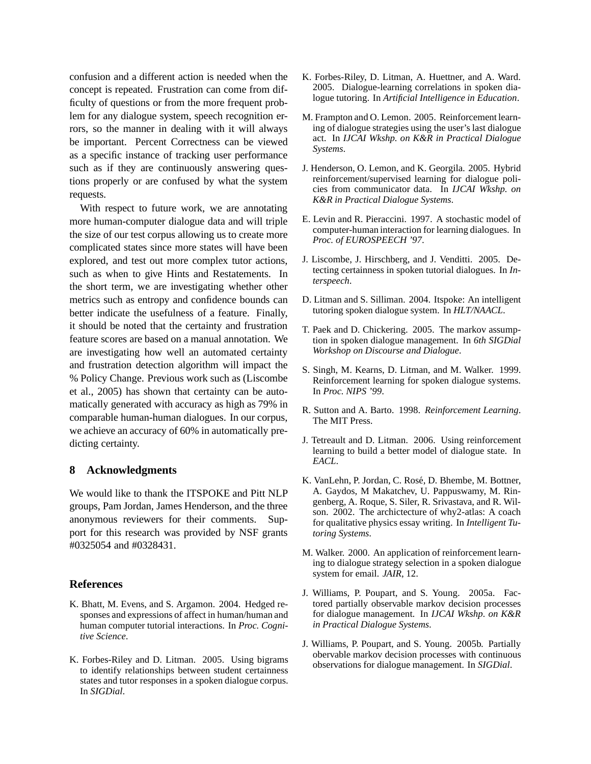confusion and a different action is needed when the concept is repeated. Frustration can come from difficulty of questions or from the more frequent problem for any dialogue system, speech recognition errors, so the manner in dealing with it will always be important. Percent Correctness can be viewed as a specific instance of tracking user performance such as if they are continuously answering questions properly or are confused by what the system requests.

With respect to future work, we are annotating more human-computer dialogue data and will triple the size of our test corpus allowing us to create more complicated states since more states will have been explored, and test out more complex tutor actions, such as when to give Hints and Restatements. In the short term, we are investigating whether other metrics such as entropy and confidence bounds can better indicate the usefulness of a feature. Finally, it should be noted that the certainty and frustration feature scores are based on a manual annotation. We are investigating how well an automated certainty and frustration detection algorithm will impact the % Policy Change. Previous work such as (Liscombe et al., 2005) has shown that certainty can be automatically generated with accuracy as high as 79% in comparable human-human dialogues. In our corpus, we achieve an accuracy of 60% in automatically predicting certainty.

## 8 Acknowledgments

We would like to thank the ITSPOKE and Pitt NLP groups, Pam Jordan, James Henderson, and the three anonymous reviewers for their comments. Support for this research was provided by NSF grants #0325054 and #0328431.

## References

K. Bhatt, M. Evens, and S. Argamon. 2004. Hedged responses and expressions of affect in human/human and human computer tutorial interactions. In *Proc. Cognitive Science*.

K. Forbes-Riley and D. Litman. 2005. Using bigrams to identify relationships between student certainness states and tutor responses in a spoken dialogue corpus. In *SIGDial*.

K. Forbes-Riley, D. Litman, A. Huettner, and A. Ward. 2005. Dialogue-learning correlations in spoken dialogue tutoring. In *Artificial Intelligence in Education*.

M. Frampton and O. Lemon. 2005. Reinforcement learning of dialogue strategies using the user's last dialogue act. In *IJCAI Wkshp. on K&R in Practical Dialogue Systems*.

J. Henderson, O. Lemon, and K. Georgila. 2005. Hybrid reinforcement/supervised learning for dialogue policies from communicator data. In *IJCAI Wkshp. on K&R in Practical Dialogue Systems*.

E. Levin and R. Pieraccini. 1997. A stochastic model of computer-human interaction for learning dialogues. In *Proc. of EUROSPEECH '97*.

J. Liscombe, J. Hirschberg, and J. Venditti. 2005. Detecting certainness in spoken tutorial dialogues. In *Interspeech*.

D. Litman and S. Silliman. 2004. Itspoke: An intelligent tutoring spoken dialogue system. In *HLT/NAACL*.

T. Paek and D. Chickering. 2005. The markov assumption in spoken dialogue management. In *6th SIGDial Workshop on Discourse and Dialogue*.

S. Singh, M. Kearns, D. Litman, and M. Walker. 1999. Reinforcement learning for spoken dialogue systems. In *Proc. NIPS '99*.

R. Sutton and A. Barto. 1998. *Reinforcement Learning*. The MIT Press.

J. Tetreault and D. Litman. 2006. Using reinforcement learning to build a better model of dialogue state. In *EACL*.

K. VanLehn, P. Jordan, C. Rosé, D. Bhembe, M. Bottner, A. Gaydos, M Makatchev, U. Pappuswamy, M. Ringenberg, A. Roque, S. Siler, R. Srivastava, and R. Wilson. 2002. The archictecture of why2-atlas: A coach for qualitative physics essay writing. In *Intelligent Tutoring Systems*.

M. Walker. 2000. An application of reinforcement learning to dialogue strategy selection in a spoken dialogue system for email. *JAIR*, 12.

J. Williams, P. Poupart, and S. Young. 2005a. Factored partially observable markov decision processes for dialogue management. In *IJCAI Wkshp. on K&R in Practical Dialogue Systems*.

J. Williams, P. Poupart, and S. Young. 2005b. Partially obervable markov decision processes with continuous observations for dialogue management. In *SIGDial*.